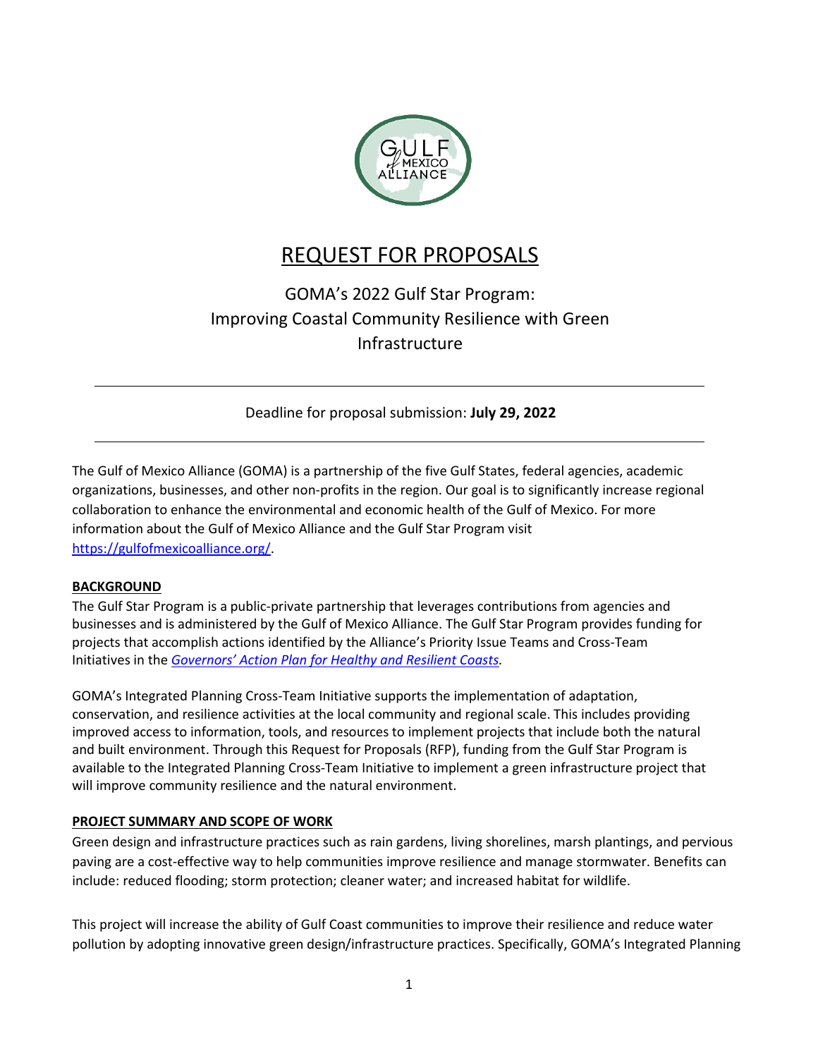# REQUEST FOR PROPOSALS

## GOMA's 2022 Gulf Star Program: Improving Coastal Community Resilience with Green Infrastructure

---

Deadline for proposal submission: **July 29, 2022**

---

The Gulf of Mexico Alliance (GOMA) is a partnership of the five Gulf States, federal agencies, academic organizations, businesses, and other non-profits in the region. Our goal is to significantly increase regional collaboration to enhance the environmental and economic health of the Gulf of Mexico. For more information about the Gulf of Mexico Alliance and the Gulf Star Program visit [https://gulfofmexicoalliance.org/](https://gulfofmexicoalliance.org/).

### BACKGROUND

The Gulf Star Program is a public-private partnership that leverages contributions from agencies and businesses and is administered by the Gulf of Mexico Alliance. The Gulf Star Program provides funding for projects that accomplish actions identified by the Alliance's Priority Issue Teams and Cross-Team Initiatives in the *Governors' Action Plan for Healthy and Resilient Coasts.*

GOMA's Integrated Planning Cross-Team Initiative supports the implementation of adaptation, conservation, and resilience activities at the local community and regional scale. This includes providing improved access to information, tools, and resources to implement projects that include both the natural and built environment. Through this Request for Proposals (RFP), funding from the Gulf Star Program is available to the Integrated Planning Cross-Team Initiative to implement a green infrastructure project that will improve community resilience and the natural environment.

### PROJECT SUMMARY AND SCOPE OF WORK

Green design and infrastructure practices such as rain gardens, living shorelines, marsh plantings, and pervious paving are a cost-effective way to help communities improve resilience and manage stormwater. Benefits can include: reduced flooding; storm protection; cleaner water; and increased habitat for wildlife.

This project will increase the ability of Gulf Coast communities to improve their resilience and reduce water pollution by adopting innovative green design/infrastructure practices. Specifically, GOMA's Integrated Planning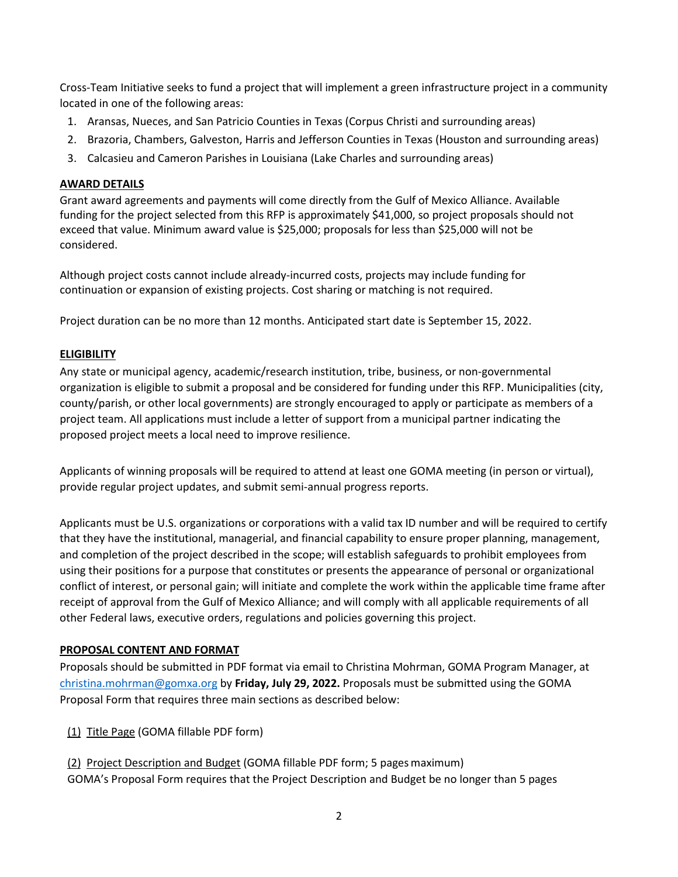Cross-Team Initiative seeks to fund a project that will implement a green infrastructure project in a community located in one of the following areas:

1. Aransas, Nueces, and San Patricio Counties in Texas (Corpus Christi and surrounding areas)
2. Brazoria, Chambers, Galveston, Harris and Jefferson Counties in Texas (Houston and surrounding areas)
3. Calcasieu and Cameron Parishes in Louisiana (Lake Charles and surrounding areas)

**AWARD DETAILS**

Grant award agreements and payments will come directly from the Gulf of Mexico Alliance. Available funding for the project selected from this RFP is approximately $41,000, so project proposals should not exceed that value. Minimum award value is $25,000; proposals for less than $25,000 will not be considered.

Although project costs cannot include already-incurred costs, projects may include funding for continuation or expansion of existing projects. Cost sharing or matching is not required.

Project duration can be no more than 12 months. Anticipated start date is September 15, 2022.

**ELIGIBILITY**

Any state or municipal agency, academic/research institution, tribe, business, or non-governmental organization is eligible to submit a proposal and be considered for funding under this RFP. Municipalities (city, county/parish, or other local governments) are strongly encouraged to apply or participate as members of a project team. All applications must include a letter of support from a municipal partner indicating the proposed project meets a local need to improve resilience.

Applicants of winning proposals will be required to attend at least one GOMA meeting (in person or virtual), provide regular project updates, and submit semi-annual progress reports.

Applicants must be U.S. organizations or corporations with a valid tax ID number and will be required to certify that they have the institutional, managerial, and financial capability to ensure proper planning, management, and completion of the project described in the scope; will establish safeguards to prohibit employees from using their positions for a purpose that constitutes or presents the appearance of personal or organizational conflict of interest, or personal gain; will initiate and complete the work within the applicable time frame after receipt of approval from the Gulf of Mexico Alliance; and will comply with all applicable requirements of all other Federal laws, executive orders, regulations and policies governing this project.

**PROPOSAL CONTENT AND FORMAT**

Proposals should be submitted in PDF format via email to Christina Mohrman, GOMA Program Manager, at christina.mohrman@gomxa.org by **Friday, July 29, 2022.** Proposals must be submitted using the GOMA Proposal Form that requires three main sections as described below:

(1) Title Page (GOMA fillable PDF form)

(2) Project Description and Budget (GOMA fillable PDF form; 5 pages maximum)
GOMA's Proposal Form requires that the Project Description and Budget be no longer than 5 pages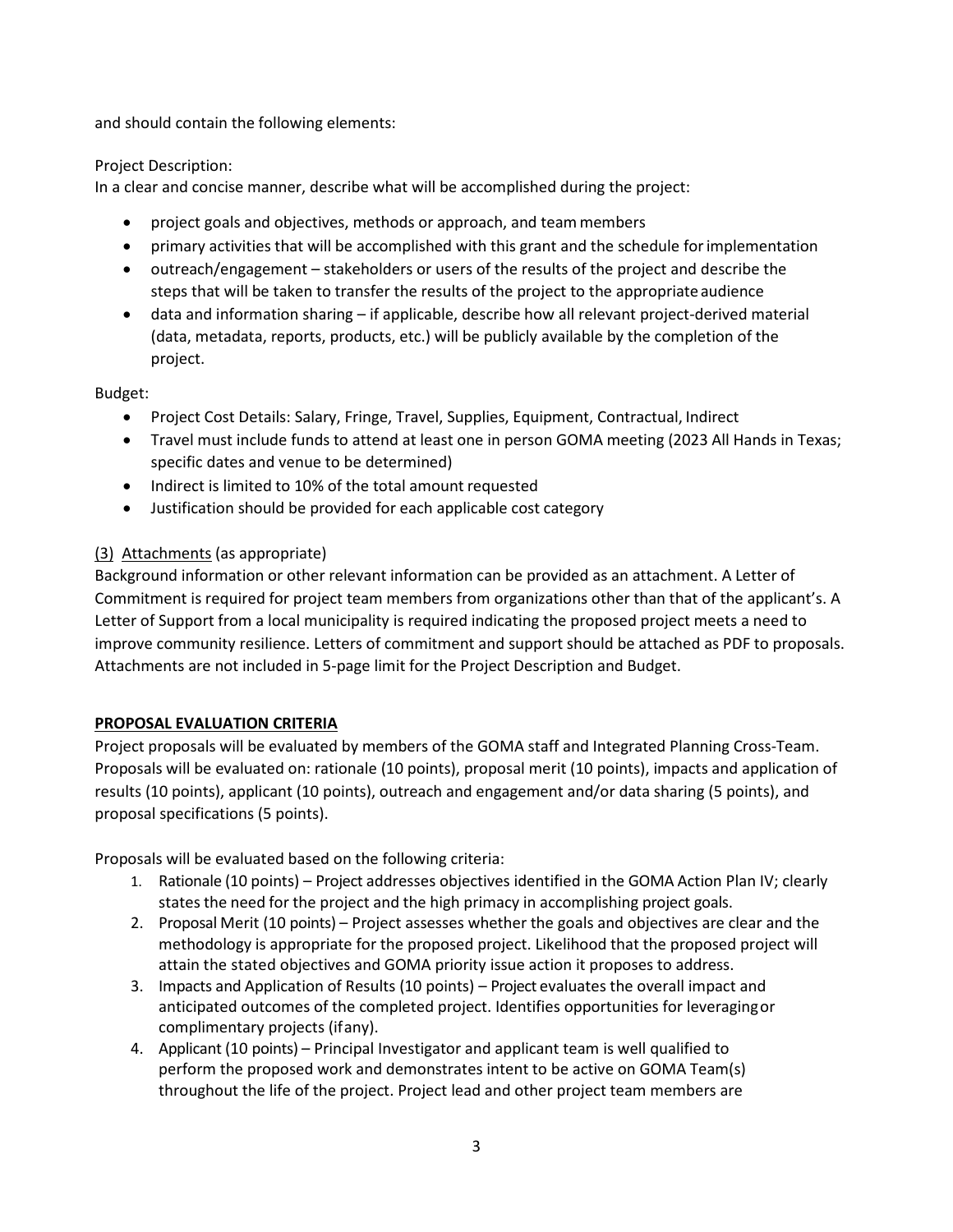and should contain the following elements:

Project Description:
In a clear and concise manner, describe what will be accomplished during the project:

- project goals and objectives, methods or approach, and team members
- primary activities that will be accomplished with this grant and the schedule for implementation
- outreach/engagement – stakeholders or users of the results of the project and describe the steps that will be taken to transfer the results of the project to the appropriate audience
- data and information sharing – if applicable, describe how all relevant project-derived material (data, metadata, reports, products, etc.) will be publicly available by the completion of the project.

Budget:

- Project Cost Details: Salary, Fringe, Travel, Supplies, Equipment, Contractual, Indirect
- Travel must include funds to attend at least one in person GOMA meeting (2023 All Hands in Texas; specific dates and venue to be determined)
- Indirect is limited to 10% of the total amount requested
- Justification should be provided for each applicable cost category

(3) Attachments (as appropriate)
Background information or other relevant information can be provided as an attachment. A Letter of Commitment is required for project team members from organizations other than that of the applicant's. A Letter of Support from a local municipality is required indicating the proposed project meets a need to improve community resilience. Letters of commitment and support should be attached as PDF to proposals. Attachments are not included in 5-page limit for the Project Description and Budget.

**PROPOSAL EVALUATION CRITERIA**

Project proposals will be evaluated by members of the GOMA staff and Integrated Planning Cross-Team. Proposals will be evaluated on: rationale (10 points), proposal merit (10 points), impacts and application of results (10 points), applicant (10 points), outreach and engagement and/or data sharing (5 points), and proposal specifications (5 points).

Proposals will be evaluated based on the following criteria:

1. Rationale (10 points) – Project addresses objectives identified in the GOMA Action Plan IV; clearly states the need for the project and the high primacy in accomplishing project goals.
2. Proposal Merit (10 points) – Project assesses whether the goals and objectives are clear and the methodology is appropriate for the proposed project. Likelihood that the proposed project will attain the stated objectives and GOMA priority issue action it proposes to address.
3. Impacts and Application of Results (10 points) – Project evaluates the overall impact and anticipated outcomes of the completed project. Identifies opportunities for leveraging or complimentary projects (if any).
4. Applicant (10 points) – Principal Investigator and applicant team is well qualified to perform the proposed work and demonstrates intent to be active on GOMA Team(s) throughout the life of the project. Project lead and other project team members are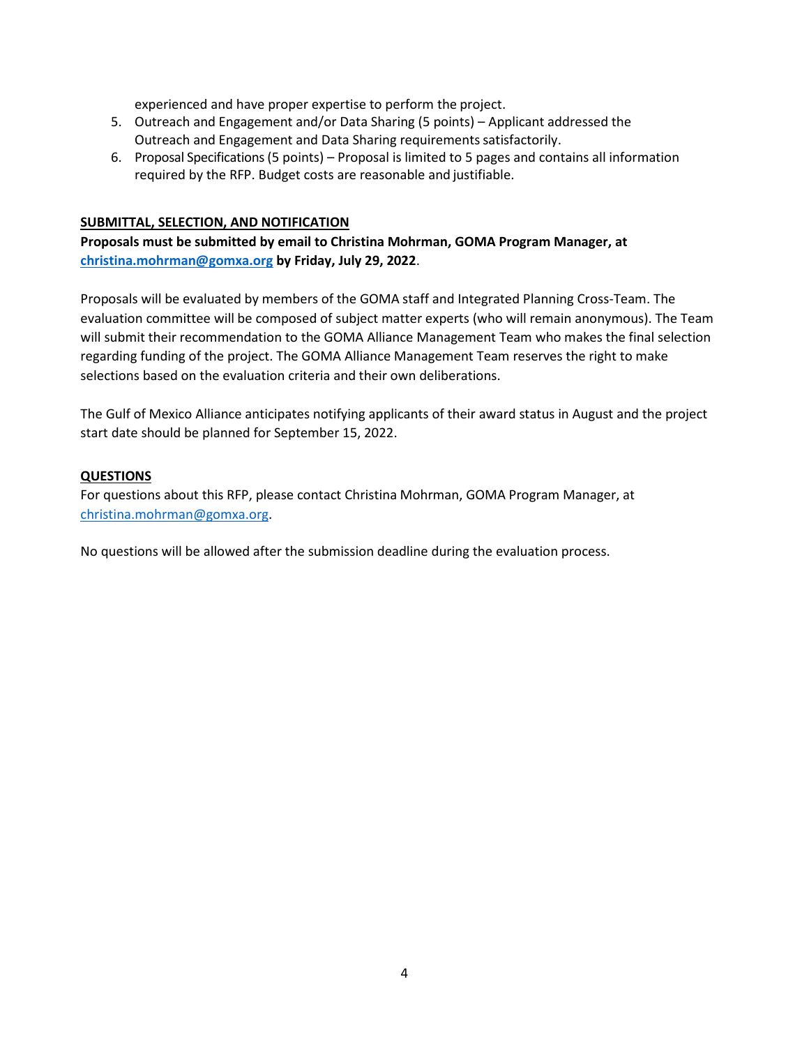experienced and have proper expertise to perform the project.

5. Outreach and Engagement and/or Data Sharing (5 points) – Applicant addressed the Outreach and Engagement and Data Sharing requirements satisfactorily.
6. Proposal Specifications (5 points) – Proposal is limited to 5 pages and contains all information required by the RFP. Budget costs are reasonable and justifiable.

**SUBMITTAL, SELECTION, AND NOTIFICATION**

**Proposals must be submitted by email to Christina Mohrman, GOMA Program Manager, at christina.mohrman@gomxa.org by Friday, July 29, 2022**.

Proposals will be evaluated by members of the GOMA staff and Integrated Planning Cross-Team. The evaluation committee will be composed of subject matter experts (who will remain anonymous). The Team will submit their recommendation to the GOMA Alliance Management Team who makes the final selection regarding funding of the project. The GOMA Alliance Management Team reserves the right to make selections based on the evaluation criteria and their own deliberations.

The Gulf of Mexico Alliance anticipates notifying applicants of their award status in August and the project start date should be planned for September 15, 2022.

**QUESTIONS**

For questions about this RFP, please contact Christina Mohrman, GOMA Program Manager, at christina.mohrman@gomxa.org.

No questions will be allowed after the submission deadline during the evaluation process.